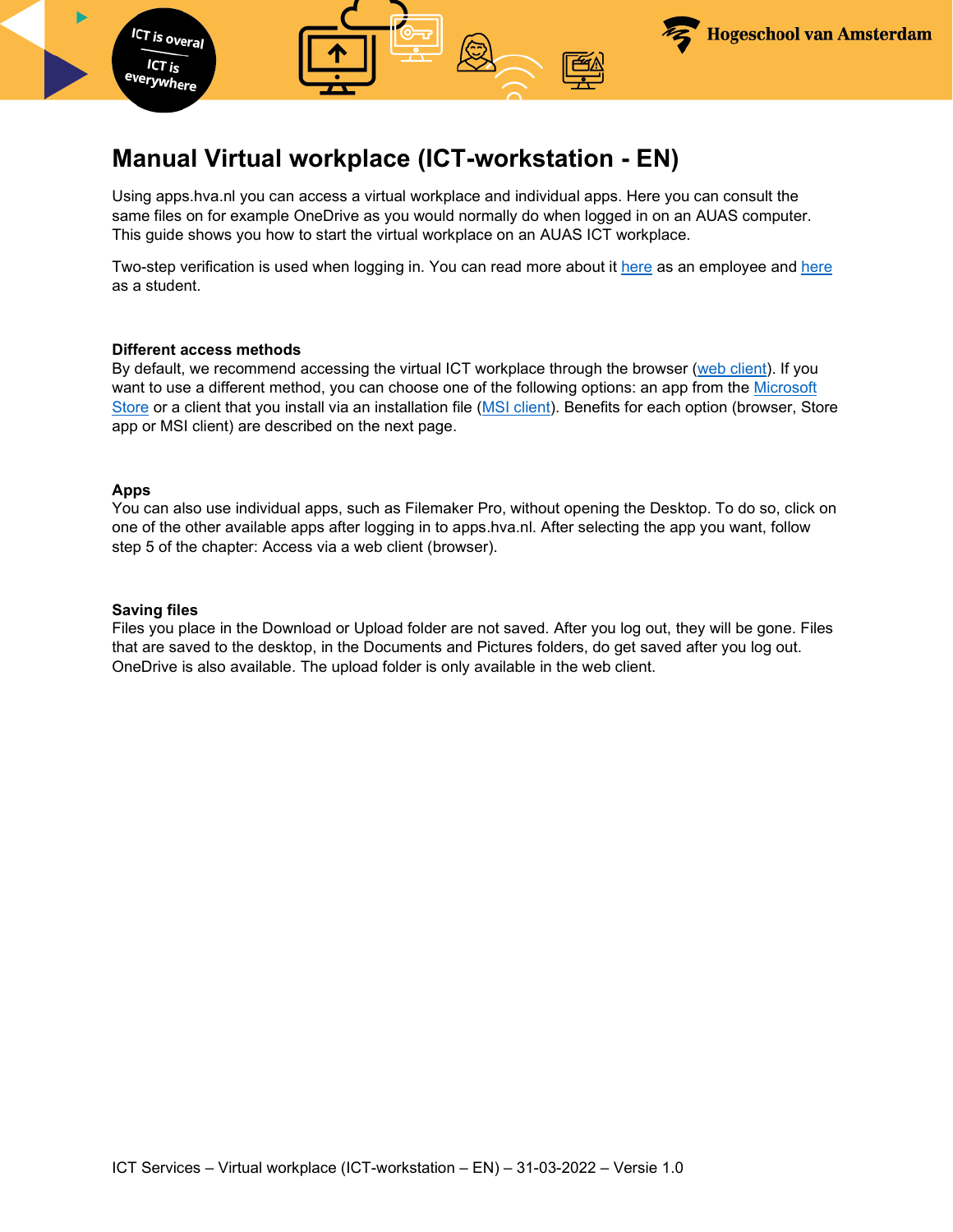# Manual Virtual workplace (ICT-workstation - EN)

Using apps.hva.nl you can access a virtual workplace and individual apps. Here you can consult the same files on for example OneDrive as you would normally do when logged in on an AUAS computer. This guide shows you how to start the virtual workplace on an AUAS ICT workplace.

Two-step verification is used when logging in. You can read more about it here as an employee and here as a student.

**Different access methods**
By default, we recommend accessing the virtual ICT workplace through the browser (web client). If you want to use a different method, you can choose one of the following options: an app from the Microsoft Store or a client that you install via an installation file (MSI client). Benefits for each option (browser, Store app or MSI client) are described on the next page.

**Apps**
You can also use individual apps, such as Filemaker Pro, without opening the Desktop. To do so, click on one of the other available apps after logging in to apps.hva.nl. After selecting the app you want, follow step 5 of the chapter: Access via a web client (browser).

**Saving files**
Files you place in the Download or Upload folder are not saved. After you log out, they will be gone. Files that are saved to the desktop, in the Documents and Pictures folders, do get saved after you log out. OneDrive is also available. The upload folder is only available in the web client.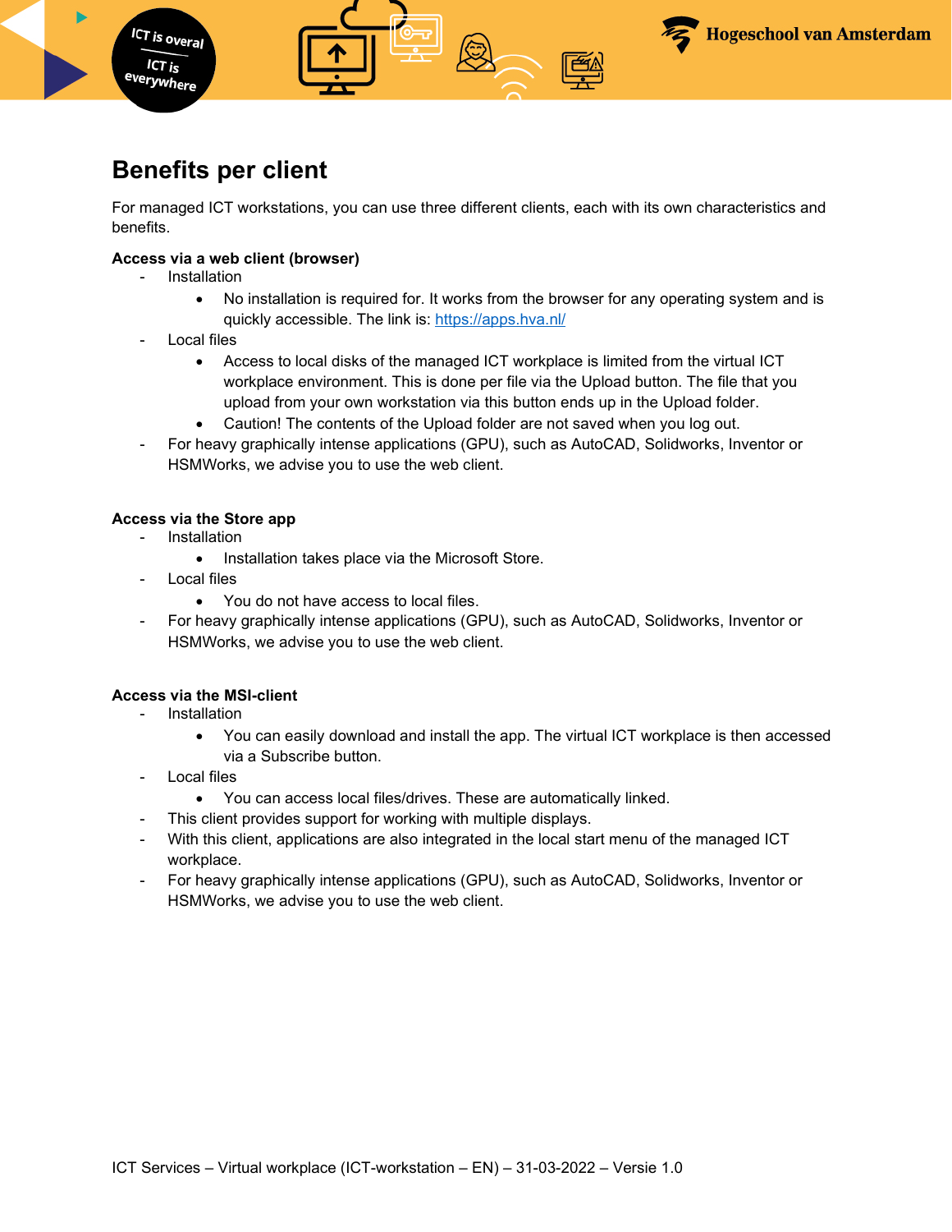# Benefits per client

For managed ICT workstations, you can use three different clients, each with its own characteristics and benefits.

**Access via a web client (browser)**

- Installation
  - No installation is required for. It works from the browser for any operating system and is quickly accessible. The link is: [https://apps.hva.nl/](https://apps.hva.nl/)
- Local files
  - Access to local disks of the managed ICT workplace is limited from the virtual ICT workplace environment. This is done per file via the Upload button. The file that you upload from your own workstation via this button ends up in the Upload folder.
  - Caution! The contents of the Upload folder are not saved when you log out.
- For heavy graphically intense applications (GPU), such as AutoCAD, Solidworks, Inventor or HSMWorks, we advise you to use the web client.

**Access via the Store app**

- Installation
  - Installation takes place via the Microsoft Store.
- Local files
  - You do not have access to local files.
- For heavy graphically intense applications (GPU), such as AutoCAD, Solidworks, Inventor or HSMWorks, we advise you to use the web client.

**Access via the MSI-client**

- Installation
  - You can easily download and install the app. The virtual ICT workplace is then accessed via a Subscribe button.
- Local files
  - You can access local files/drives. These are automatically linked.
- This client provides support for working with multiple displays.
- With this client, applications are also integrated in the local start menu of the managed ICT workplace.
- For heavy graphically intense applications (GPU), such as AutoCAD, Solidworks, Inventor or HSMWorks, we advise you to use the web client.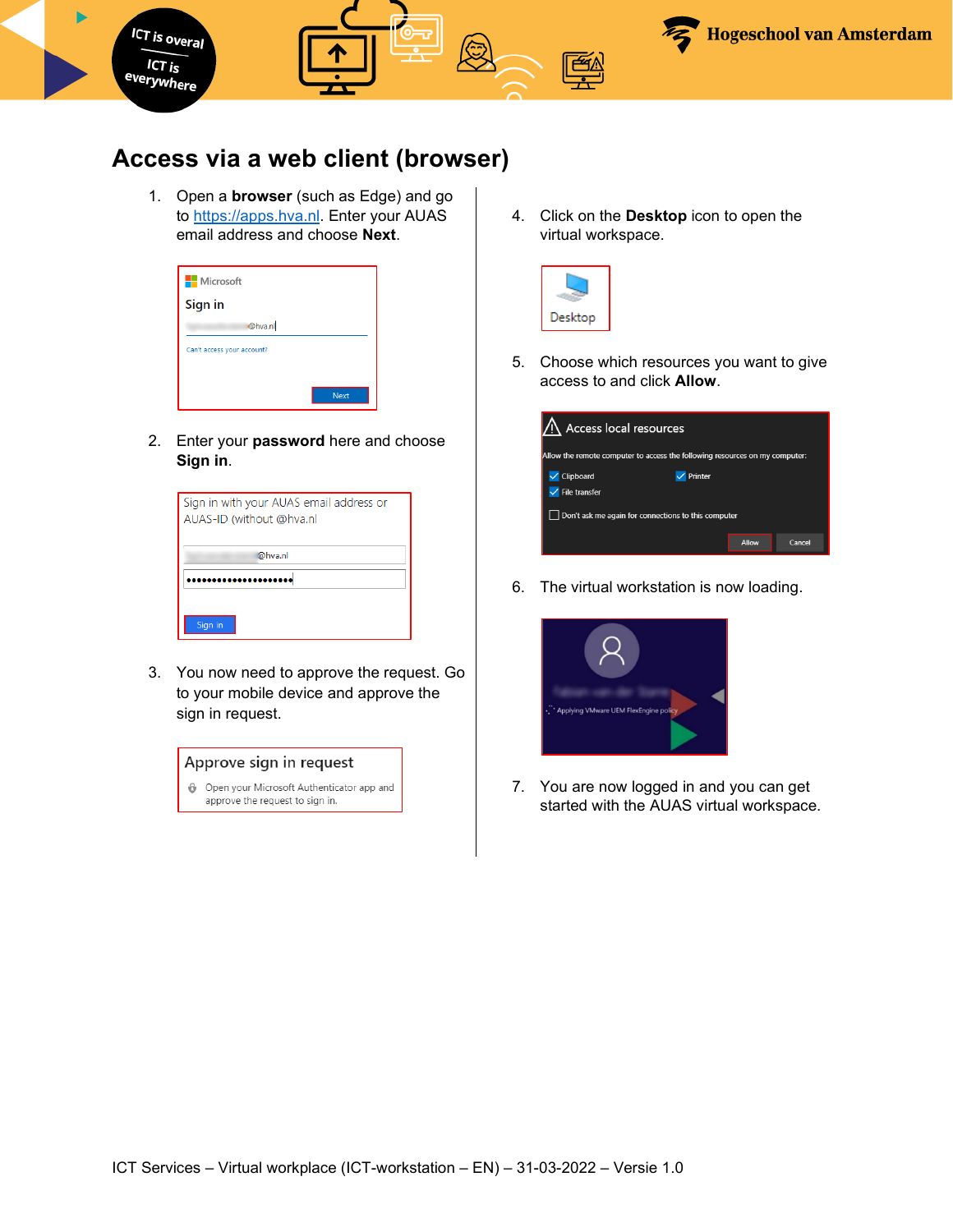# Access via a web client (browser)

1. Open a **browser** (such as Edge) and go to https://apps.hva.nl. Enter your AUAS email address and choose **Next**.

2. Enter your **password** here and choose **Sign in**.

3. You now need to approve the request. Go to your mobile device and approve the sign in request.

4. Click on the **Desktop** icon to open the virtual workspace.

5. Choose which resources you want to give access to and click **Allow**.

6. The virtual workstation is now loading.

7. You are now logged in and you can get started with the AUAS virtual workspace.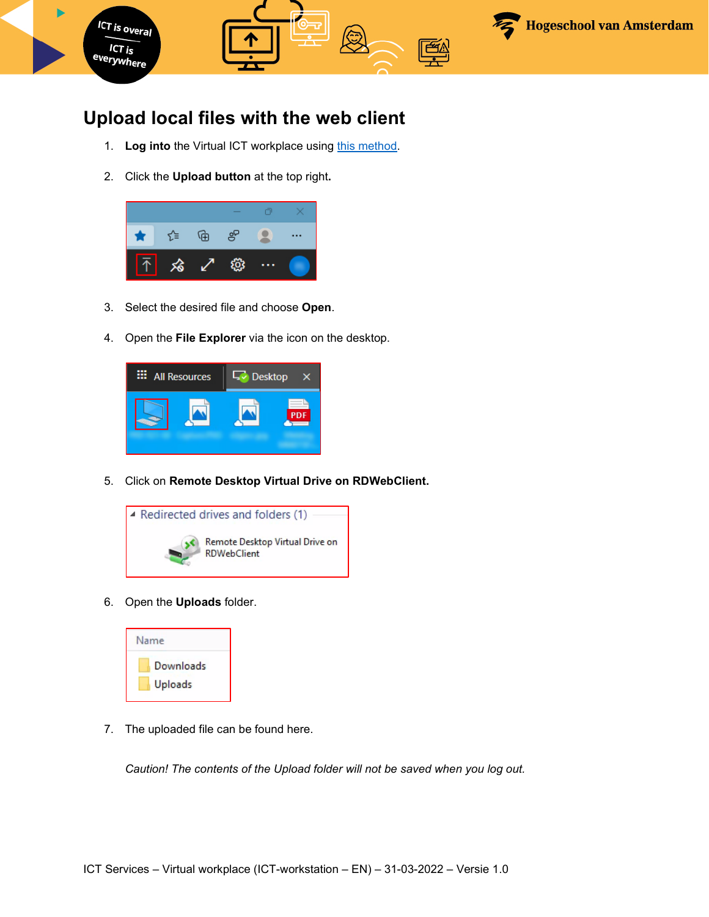# Upload local files with the web client

1. **Log into** the Virtual ICT workplace using this method.

2. Click the **Upload button** at the top right.

3. Select the desired file and choose **Open**.

4. Open the **File Explorer** via the icon on the desktop.

5. Click on **Remote Desktop Virtual Drive on RDWebClient.**

6. Open the **Uploads** folder.

7. The uploaded file can be found here.

   *Caution! The contents of the Upload folder will not be saved when you log out.*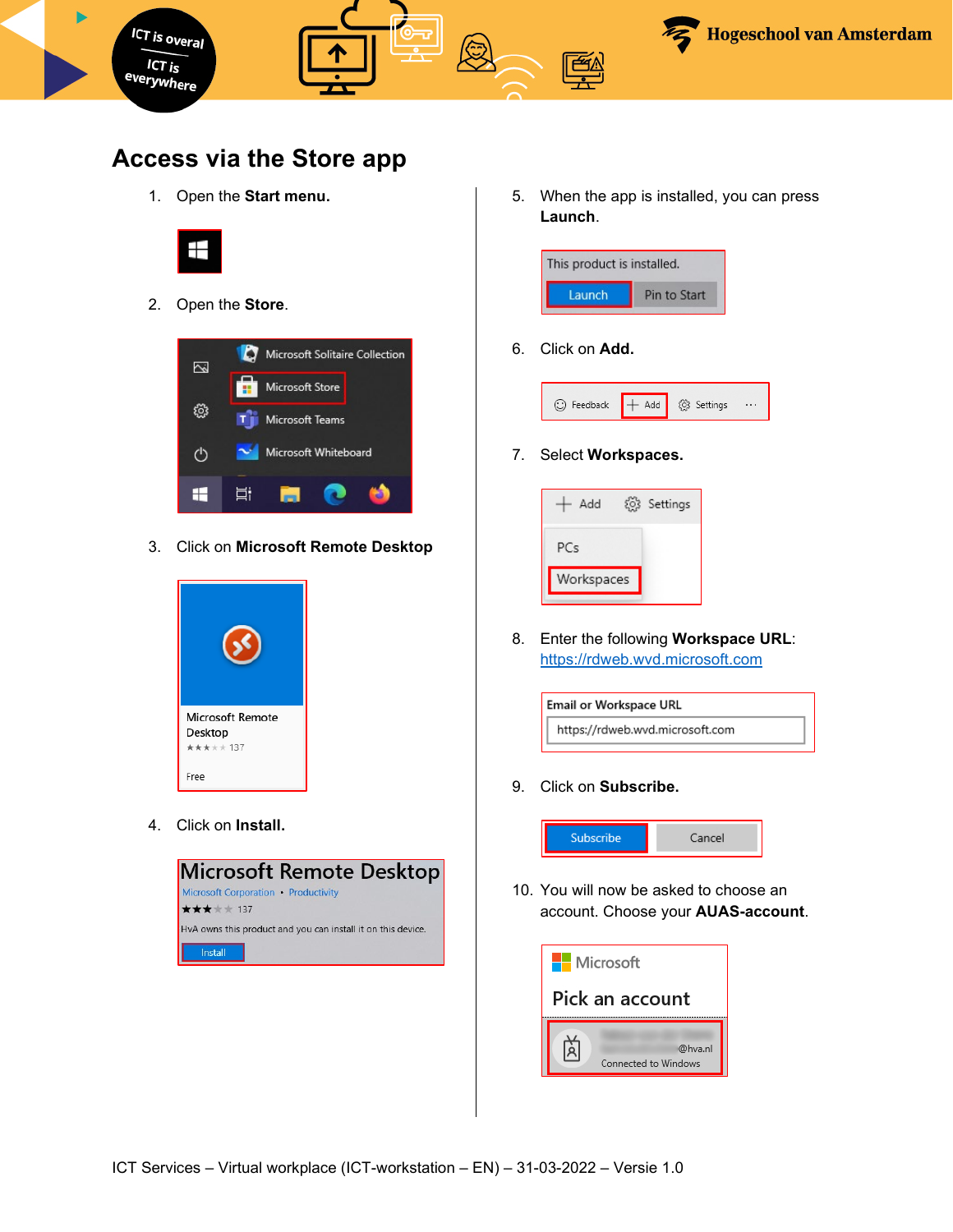## Access via the Store app

1. Open the **Start menu.**
2. Open the **Store**.
3. Click on **Microsoft Remote Desktop**
4. Click on **Install.**
5. When the app is installed, you can press **Launch**.
6. Click on **Add.**
7. Select **Workspaces.**
8. Enter the following **Workspace URL**: https://rdweb.wvd.microsoft.com
9. Click on **Subscribe.**
10. You will now be asked to choose an account. Choose your **AUAS-account**.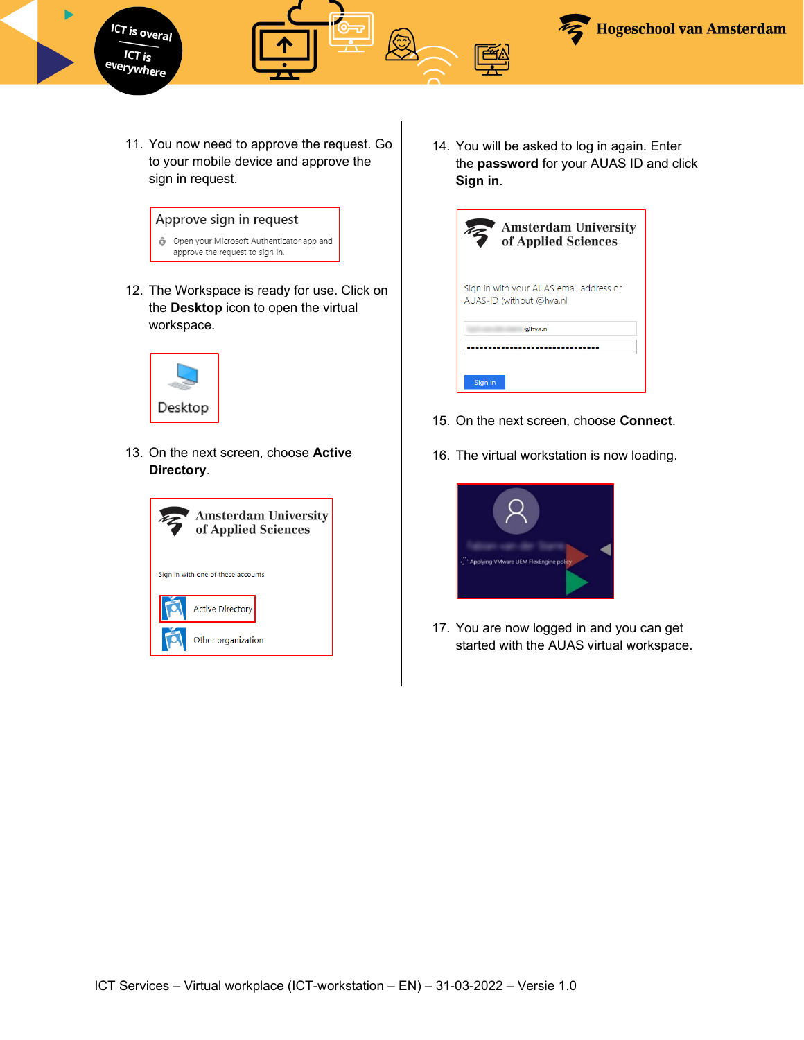11. You now need to approve the request. Go to your mobile device and approve the sign in request.

12. The Workspace is ready for use. Click on the **Desktop** icon to open the virtual workspace.

13. On the next screen, choose **Active Directory**.

14. You will be asked to log in again. Enter the **password** for your AUAS ID and click **Sign in**.

15. On the next screen, choose **Connect**.

16. The virtual workstation is now loading.

17. You are now logged in and you can get started with the AUAS virtual workspace.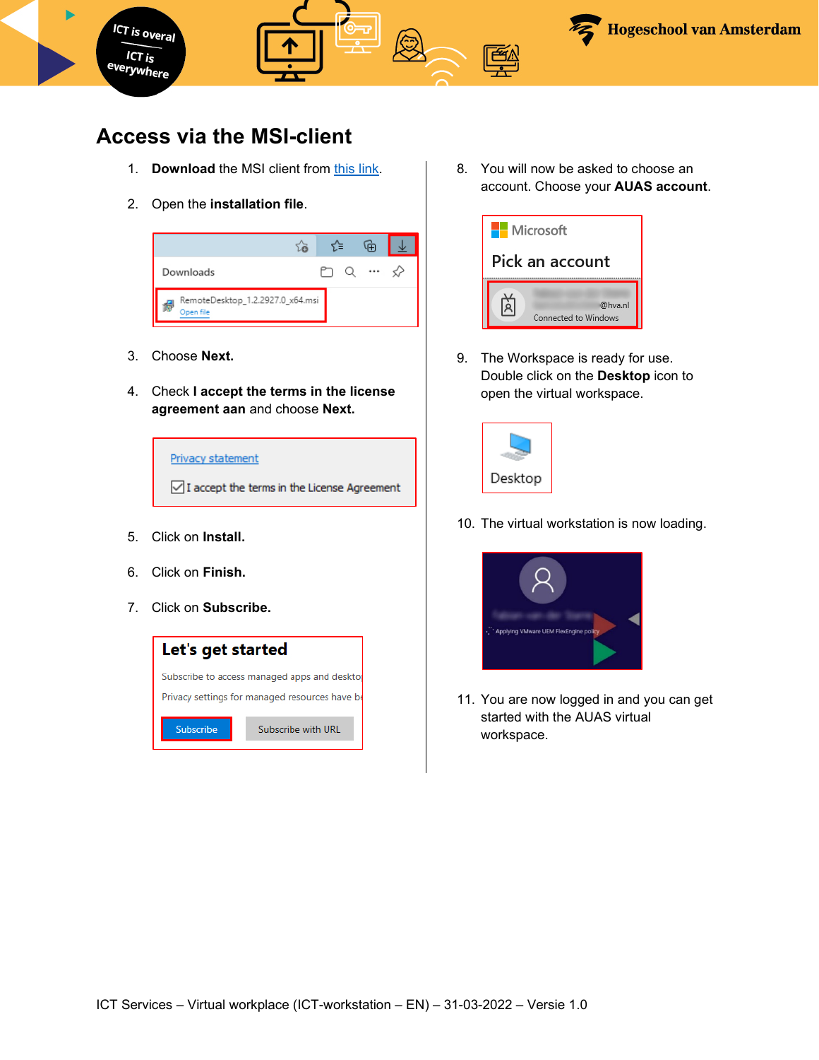# Access via the MSI-client

1. **Download** the MSI client from this link.
2. Open the **installation file**.
3. Choose **Next.**
4. Check **I accept the terms in the license agreement aan** and choose **Next.**
5. Click on **Install.**
6. Click on **Finish.**
7. Click on **Subscribe.**
8. You will now be asked to choose an account. Choose your **AUAS account**.
9. The Workspace is ready for use. Double click on the **Desktop** icon to open the virtual workspace.
10. The virtual workstation is now loading.
11. You are now logged in and you can get started with the AUAS virtual workspace.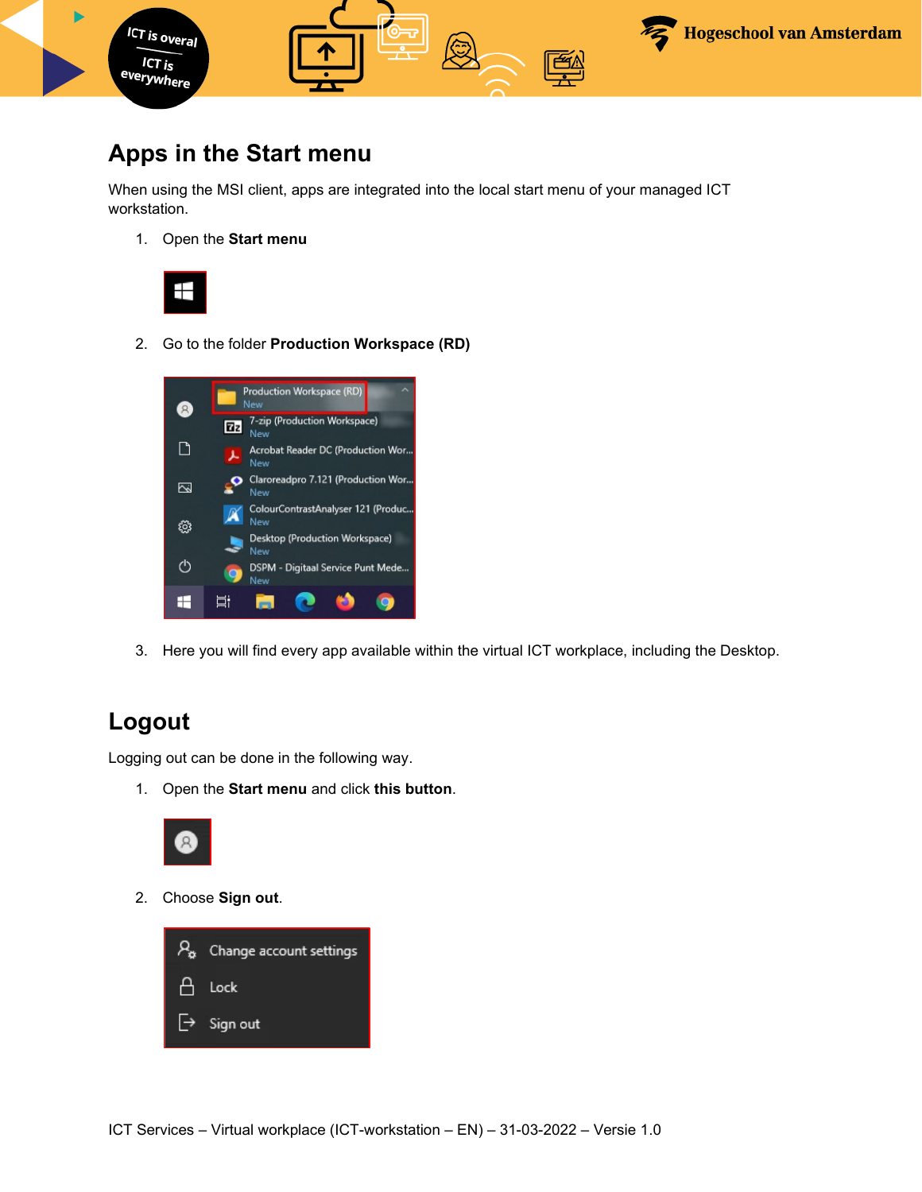## Apps in the Start menu

When using the MSI client, apps are integrated into the local start menu of your managed ICT workstation.

1. Open the **Start menu**
2. Go to the folder **Production Workspace (RD)**
3. Here you will find every app available within the virtual ICT workplace, including the Desktop.

## Logout

Logging out can be done in the following way.

1. Open the **Start menu** and click **this button**.
2. Choose **Sign out**.